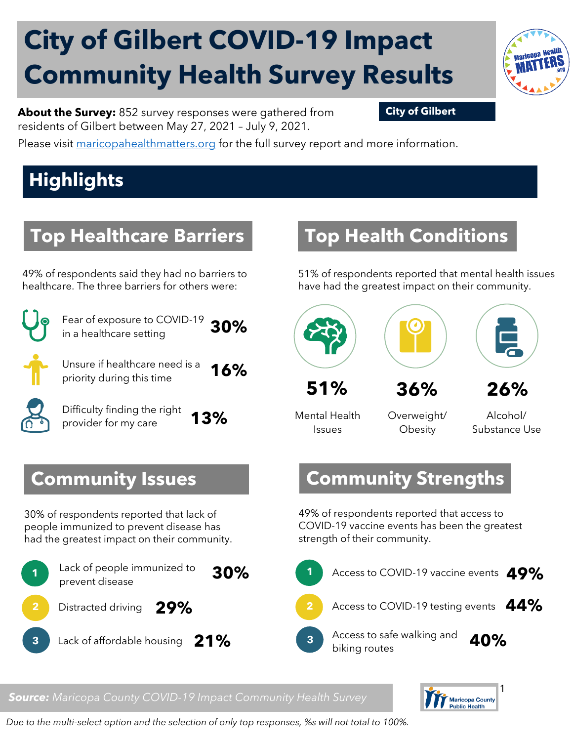# City of Gilbert COVID-19 Impact Community Health Survey Results

**About the Survey:** 852 survey responses were gathered from residents of Gilbert between May 27, 2021 – July 9, 2021.

**City of Gilbert**

Please visit maricopahealthmatters.org for the full survey report and more information.

## Highlights

### Top Healthcare Barriers

49% of respondents said they had no barriers to healthcare. The three barriers for others were:

- Fear of exposure to COVID-19 in a healthcare setting **30%**
- Unsure if healthcare need is a priority during this time **16%**
- Difficulty finding the right provider for my care **13%**

### Top Health Conditions

51% of respondents reported that mental health issues have had the greatest impact on their community.

- **51%** Mental Health Issues
- **36%** Overweight/ Obesity
- **26%** Alcohol/ Substance Use

### Community Issues

30% of respondents reported that lack of people immunized to prevent disease has had the greatest impact on their community.

1. Lack of people immunized to prevent disease **30%**
2. Distracted driving **29%**
3. Lack of affordable housing **21%**

### Community Strengths

49% of respondents reported that access to COVID-19 vaccine events has been the greatest strength of their community.

1. Access to COVID-19 vaccine events **49%**
2. Access to COVID-19 testing events **44%**
3. Access to safe walking and biking routes **40%**

***Source:*** *Maricopa County COVID-19 Impact Community Health Survey*

*Due to the multi-select option and the selection of only top responses, %s will not total to 100%.*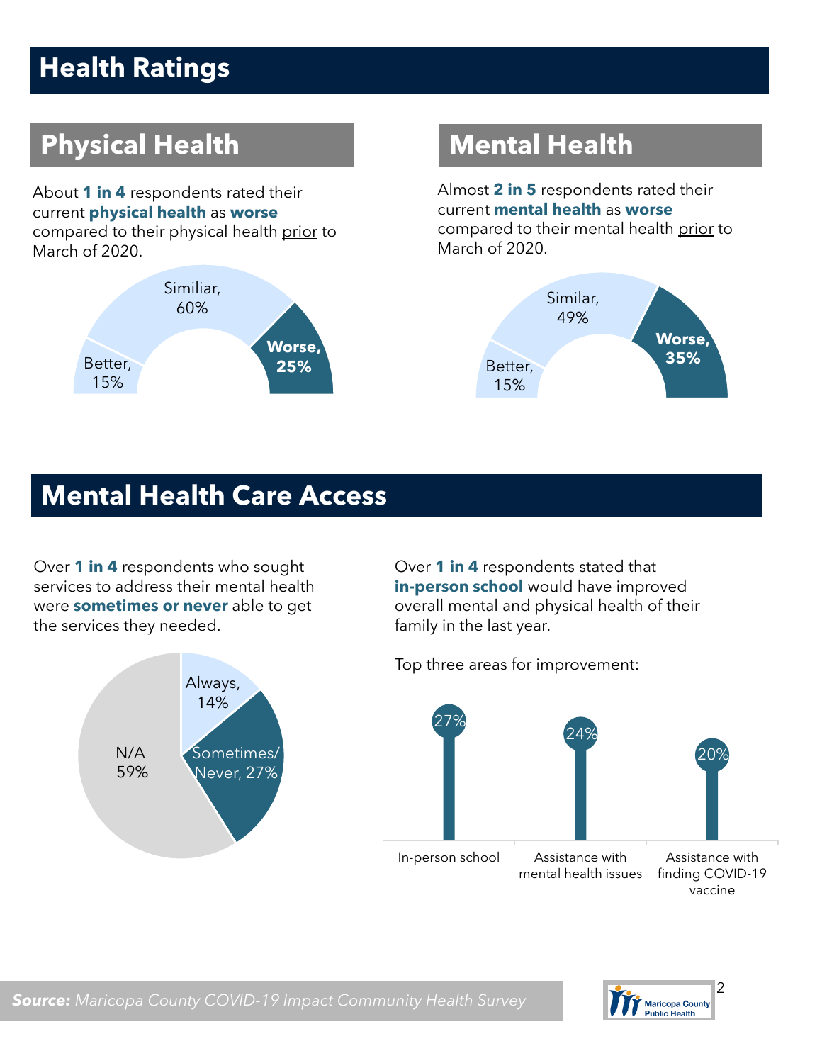# Health Ratings

## Physical Health

About **1 in 4** respondents rated their current **physical health** as **worse** compared to their physical health prior to March of 2020.

Similiar, 60%

Better, 15%

**Worse, 25%**

## Mental Health

Almost **2 in 5** respondents rated their current **mental health** as **worse** compared to their mental health prior to March of 2020.

Similar, 49%

Better, 15%

**Worse, 35%**

# Mental Health Care Access

Over **1 in 4** respondents who sought services to address their mental health were **sometimes or never** able to get the services they needed.

Always, 14%

Sometimes/ Never, 27%

N/A 59%

Over **1 in 4** respondents stated that **in-person school** would have improved overall mental and physical health of their family in the last year.

Top three areas for improvement:

| Area | Percent |
| --- | --- |
| In-person school | 27% |
| Assistance with mental health issues | 24% |
| Assistance with finding COVID-19 vaccine | 20% |

***Source:*** *Maricopa County COVID-19 Impact Community Health Survey*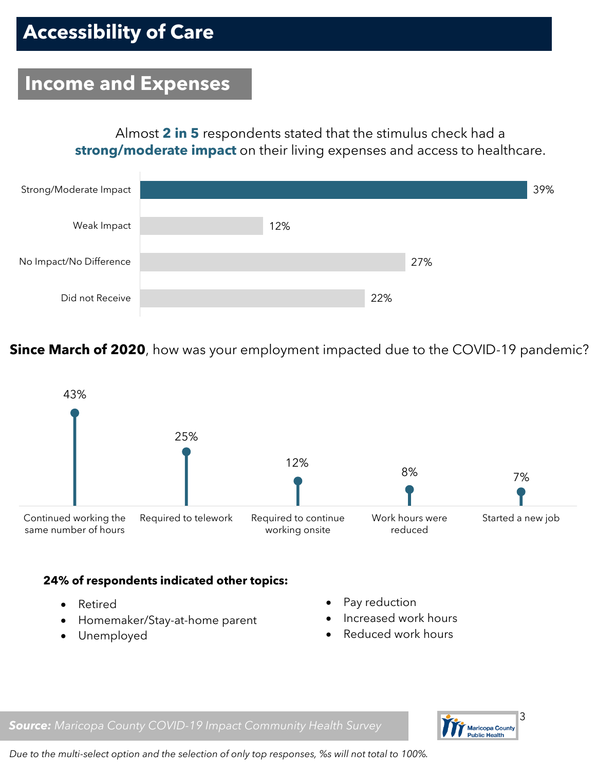# Accessibility of Care

## Income and Expenses

Almost **2 in 5** respondents stated that the stimulus check had a **strong/moderate impact** on their living expenses and access to healthcare.

| Response | % |
|---|---|
| Strong/Moderate Impact | 39% |
| Weak Impact | 12% |
| No Impact/No Difference | 27% |
| Did not Receive | 22% |

**Since March of 2020**, how was your employment impacted due to the COVID-19 pandemic?

| Response | % |
|---|---|
| Continued working the same number of hours | 43% |
| Required to telework | 25% |
| Required to continue working onsite | 12% |
| Work hours were reduced | 8% |
| Started a new job | 7% |

**24% of respondents indicated other topics:**

- Retired
- Homemaker/Stay-at-home parent
- Unemployed
- Pay reduction
- Increased work hours
- Reduced work hours

***Source:*** *Maricopa County COVID-19 Impact Community Health Survey*

*Due to the multi-select option and the selection of only top responses, %s will not total to 100%.*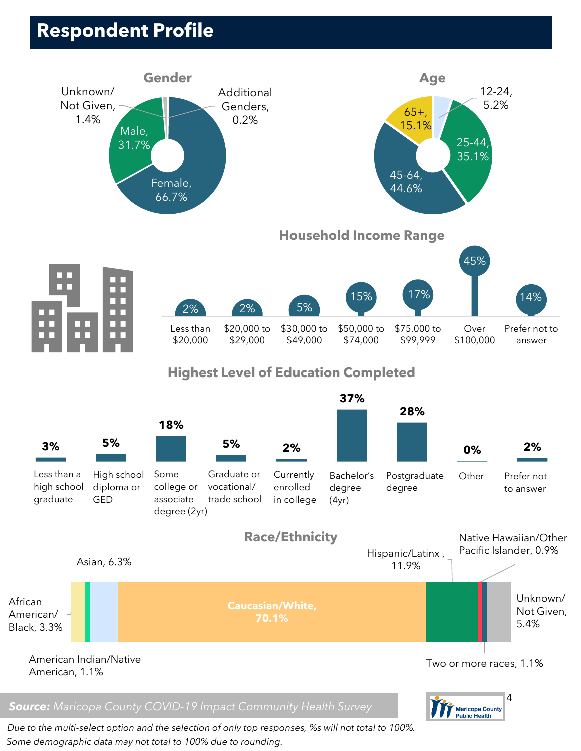# Respondent Profile

## Gender

Unknown/ Not Given, 1.4%
Additional Genders, 0.2%
Male, 31.7%
Female, 66.7%

## Age

12-24, 5.2%
25-44, 35.1%
45-64, 44.6%
65+, 15.1%

## Household Income Range

2%
Less than $20,000

2%
$20,000 to $29,000

5%
$30,000 to $49,000

15%
$50,000 to $74,000

17%
$75,000 to $99,999

45%
Over $100,000

14%
Prefer not to answer

## Highest Level of Education Completed

3%
Less than a high school graduate

5%
High school diploma or GED

18%
Some college or associate degree (2yr)

5%
Graduate or vocational/ trade school

2%
Currently enrolled in college

37%
Bachelor's degree (4yr)

28%
Postgraduate degree

0%
Other

2%
Prefer not to answer

## Race/Ethnicity

African American/ Black, 3.3%
American Indian/Native American, 1.1%
Asian, 6.3%
Caucasian/White, 70.1%
Hispanic/Latinx , 11.9%
Native Hawaiian/Other Pacific Islander, 0.9%
Two or more races, 1.1%
Unknown/ Not Given, 5.4%

***Source:*** *Maricopa County COVID-19 Impact Community Health Survey*

Maricopa County Public Health

*Due to the multi-select option and the selection of only top responses, %s will not total to 100%.*
*Some demographic data may not total to 100% due to rounding.*